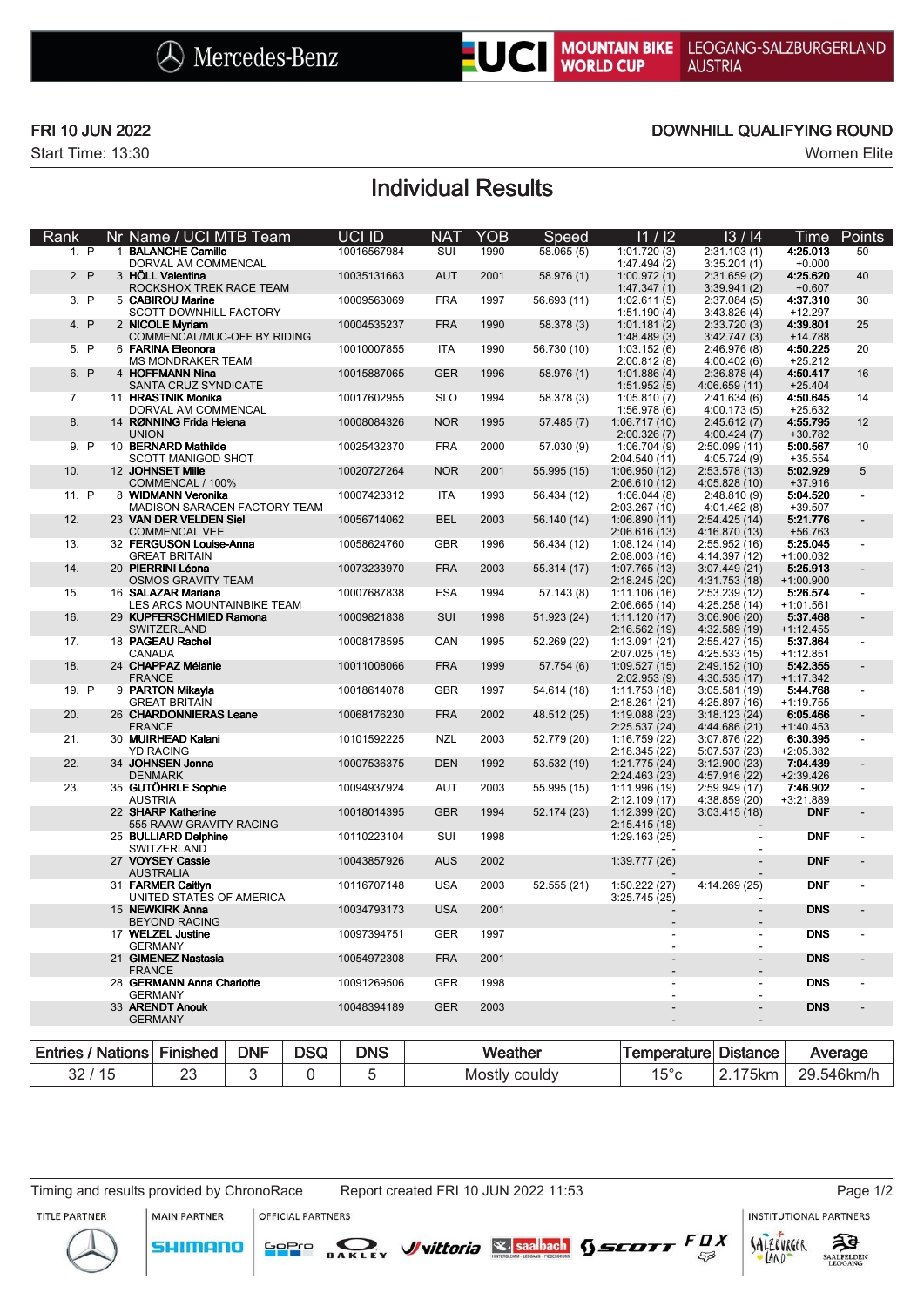Mercedes-Benz — UCI MOUNTAIN BIKE WORLD CUP — LEOGANG-SALZBURGERLAND AUSTRIA

FRI 10 JUN 2022

Start Time: 13:30

DOWNHILL QUALIFYING ROUND

Women Elite

# Individual Results

| Rank | | Nr | Name / UCI MTB Team | UCI ID | NAT | YOB | Speed | I1 / I2 | I3 / I4 | Time | Points |
|---|---|---|---|---|---|---|---|---|---|---|---|
| 1. | P | 1 | **BALANCHE Camille**<br>DORVAL AM COMMENCAL | 10016567984 | SUI | 1990 | 58.065 (5) | 1:01.720 (3)<br>1:47.494 (2) | 2:31.103 (1)<br>3:35.201 (1) | **4:25.013**<br>+0.000 | 50 |
| 2. | P | 3 | **HÖLL Valentina**<br>ROCKSHOX TREK RACE TEAM | 10035131663 | AUT | 2001 | 58.976 (1) | 1:00.972 (1)<br>1:47.347 (1) | 2:31.659 (2)<br>3:39.941 (2) | **4:25.620**<br>+0.607 | 40 |
| 3. | P | 5 | **CABIROU Marine**<br>SCOTT DOWNHILL FACTORY | 10009563069 | FRA | 1997 | 56.693 (11) | 1:02.611 (5)<br>1:51.190 (4) | 2:37.084 (5)<br>3:43.826 (4) | **4:37.310**<br>+12.297 | 30 |
| 4. | P | 2 | **NICOLE Myriam**<br>COMMENCAL/MUC-OFF BY RIDING | 10004535237 | FRA | 1990 | 58.378 (3) | 1:01.181 (2)<br>1:48.489 (3) | 2:33.720 (3)<br>3:42.747 (3) | **4:39.801**<br>+14.788 | 25 |
| 5. | P | 6 | **FARINA Eleonora**<br>MS MONDRAKER TEAM | 10010007855 | ITA | 1990 | 56.730 (10) | 1:03.152 (6)<br>2:00.812 (8) | 2:46.976 (8)<br>4:00.402 (6) | **4:50.225**<br>+25.212 | 20 |
| 6. | P | 4 | **HOFFMANN Nina**<br>SANTA CRUZ SYNDICATE | 10015887065 | GER | 1996 | 58.976 (1) | 1:01.886 (4)<br>1:51.952 (5) | 2:36.878 (4)<br>4:06.659 (11) | **4:50.417**<br>+25.404 | 16 |
| 7. | | 11 | **HRASTNIK Monika**<br>DORVAL AM COMMENCAL | 10017602955 | SLO | 1994 | 58.378 (3) | 1:05.810 (7)<br>1:56.978 (6) | 2:41.634 (6)<br>4:00.173 (5) | **4:50.645**<br>+25.632 | 14 |
| 8. | | 14 | **RØNNING Frida Helena**<br>UNION | 10008084326 | NOR | 1995 | 57.485 (7) | 1:06.717 (10)<br>2:00.326 (7) | 2:45.612 (7)<br>4:00.424 (7) | **4:55.795**<br>+30.782 | 12 |
| 9. | P | 10 | **BERNARD Mathilde**<br>SCOTT MANIGOD SHOT | 10025432370 | FRA | 2000 | 57.030 (9) | 1:06.704 (9)<br>2:04.540 (11) | 2:50.099 (11)<br>4:05.724 (9) | **5:00.567**<br>+35.554 | 10 |
| 10. | | 12 | **JOHNSET Mille**<br>COMMENCAL / 100% | 10020727264 | NOR | 2001 | 55.995 (15) | 1:06.950 (12)<br>2:06.610 (12) | 2:53.578 (13)<br>4:05.828 (10) | **5:02.929**<br>+37.916 | 5 |
| 11. | P | 8 | **WIDMANN Veronika**<br>MADISON SARACEN FACTORY TEAM | 10007423312 | ITA | 1993 | 56.434 (12) | 1:06.044 (8)<br>2:03.267 (10) | 2:48.810 (9)<br>4:01.462 (8) | **5:04.520**<br>+39.507 | - |
| 12. | | 23 | **VAN DER VELDEN Siel**<br>COMMENCAL VEE | 10056714062 | BEL | 2003 | 56.140 (14) | 1:06.890 (11)<br>2:06.616 (13) | 2:54.425 (14)<br>4:16.870 (13) | **5:21.776**<br>+56.763 | - |
| 13. | | 32 | **FERGUSON Louise-Anna**<br>GREAT BRITAIN | 10058624760 | GBR | 1996 | 56.434 (12) | 1:08.124 (14)<br>2:08.003 (16) | 2:55.952 (16)<br>4:14.397 (12) | **5:25.045**<br>+1:00.032 | - |
| 14. | | 20 | **PIERRINI Léona**<br>OSMOS GRAVITY TEAM | 10073233970 | FRA | 2003 | 55.314 (17) | 1:07.765 (13)<br>2:18.245 (20) | 3:07.449 (21)<br>4:31.753 (18) | **5:25.913**<br>+1:00.900 | - |
| 15. | | 16 | **SALAZAR Mariana**<br>LES ARCS MOUNTAINBIKE TEAM | 10007687838 | ESA | 1994 | 57.143 (8) | 1:11.106 (16)<br>2:06.665 (14) | 2:53.239 (12)<br>4:25.258 (14) | **5:26.574**<br>+1:01.561 | - |
| 16. | | 29 | **KUPFERSCHMIED Ramona**<br>SWITZERLAND | 10009821838 | SUI | 1998 | 51.923 (24) | 1:11.120 (17)<br>2:16.562 (19) | 3:06.906 (20)<br>4:32.589 (19) | **5:37.468**<br>+1:12.455 | - |
| 17. | | 18 | **PAGEAU Rachel**<br>CANADA | 10008178595 | CAN | 1995 | 52.269 (22) | 1:13.091 (21)<br>2:07.025 (15) | 2:55.427 (15)<br>4:25.533 (15) | **5:37.864**<br>+1:12.851 | - |
| 18. | | 24 | **CHAPPAZ Mélanie**<br>FRANCE | 10011008066 | FRA | 1999 | 57.754 (6) | 1:09.527 (15)<br>2:02.953 (9) | 2:49.152 (10)<br>4:30.535 (17) | **5:42.355**<br>+1:17.342 | - |
| 19. | P | 9 | **PARTON Mikayla**<br>GREAT BRITAIN | 10018614078 | GBR | 1997 | 54.614 (18) | 1:11.753 (18)<br>2:18.261 (21) | 3:05.581 (19)<br>4:25.897 (16) | **5:44.768**<br>+1:19.755 | - |
| 20. | | 26 | **CHARDONNIERAS Leane**<br>FRANCE | 10068176230 | FRA | 2002 | 48.512 (25) | 1:19.088 (23)<br>2:25.537 (24) | 3:18.123 (24)<br>4:44.686 (21) | **6:05.466**<br>+1:40.453 | - |
| 21. | | 30 | **MUIRHEAD Kalani**<br>YD RACING | 10101592225 | NZL | 2003 | 52.779 (20) | 1:16.759 (22)<br>2:18.345 (22) | 3:07.876 (22)<br>5:07.537 (23) | **6:30.395**<br>+2:05.382 | - |
| 22. | | 34 | **JOHNSEN Jonna**<br>DENMARK | 10007536375 | DEN | 1992 | 53.532 (19) | 1:21.775 (24)<br>2:24.463 (23) | 3:12.900 (23)<br>4:57.916 (22) | **7:04.439**<br>+2:39.426 | - |
| 23. | | 35 | **GUTÖHRLE Sophie**<br>AUSTRIA | 10094937924 | AUT | 2003 | 55.995 (15) | 1:11.996 (19)<br>2:12.109 (17) | 2:59.949 (17)<br>4:38.859 (20) | **7:46.902**<br>+3:21.889 | - |
| | | 22 | **SHARP Katherine**<br>555 RAAW GRAVITY RACING | 10018014395 | GBR | 1994 | 52.174 (23) | 1:12.399 (20)<br>2:15.415 (18) | 3:03.415 (18)<br>- | **DNF** | - |
| | | 25 | **BULLIARD Delphine**<br>SWITZERLAND | 10110223104 | SUI | 1998 | | 1:29.163 (25)<br>- | -<br>- | **DNF** | - |
| | | 27 | **VOYSEY Cassie**<br>AUSTRALIA | 10043857926 | AUS | 2002 | | 1:39.777 (26)<br>- | -<br>- | **DNF** | - |
| | | 31 | **FARMER Caitlyn**<br>UNITED STATES OF AMERICA | 10116707148 | USA | 2003 | 52.555 (21) | 1:50.222 (27)<br>3:25.745 (25) | 4:14.269 (25)<br>- | **DNF** | - |
| | | 15 | **NEWKIRK Anna**<br>BEYOND RACING | 10034793173 | USA | 2001 | | -<br>- | -<br>- | **DNS** | - |
| | | 17 | **WELZEL Justine**<br>GERMANY | 10097394751 | GER | 1997 | | -<br>- | -<br>- | **DNS** | - |
| | | 21 | **GIMENEZ Nastasia**<br>FRANCE | 10054972308 | FRA | 2001 | | -<br>- | -<br>- | **DNS** | - |
| | | 28 | **GERMANN Anna Charlotte**<br>GERMANY | 10091269506 | GER | 1998 | | -<br>- | -<br>- | **DNS** | - |
| | | 33 | **ARENDT Anouk**<br>GERMANY | 10048394189 | GER | 2003 | | -<br>- | -<br>- | **DNS** | - |

| Entries / Nations | Finished | DNF | DSQ | DNS | Weather | Temperature | Distance | Average |
|---|---|---|---|---|---|---|---|---|
| 32 / 15 | 23 | 3 | 0 | 5 | Mostly couldy | 15°c | 2.175km | 29.546km/h |

Timing and results provided by ChronoRace — Report created FRI 10 JUN 2022 11:53

TITLE PARTNER — MAIN PARTNER — OFFICIAL PARTNERS — INSTITUTIONAL PARTNERS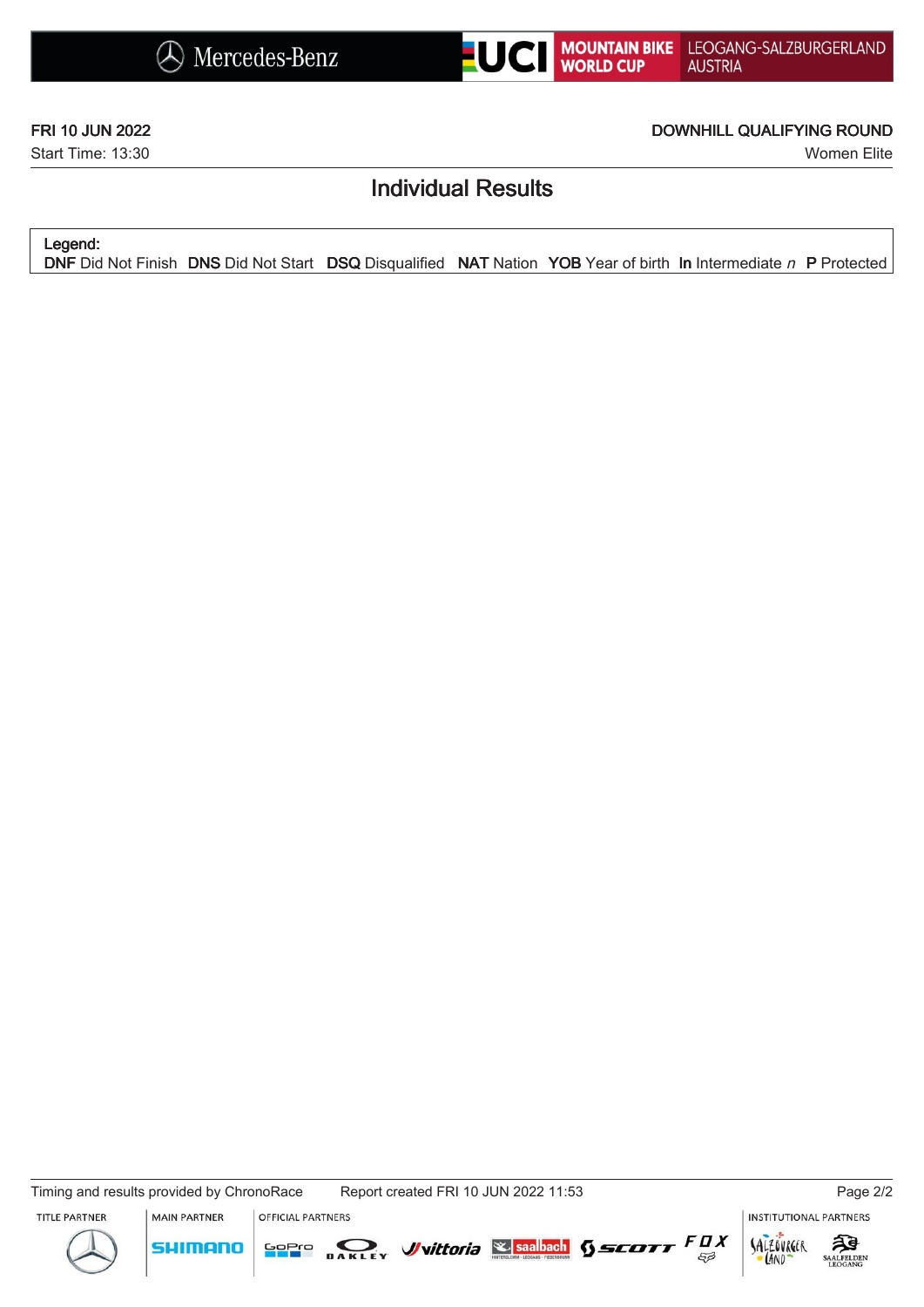FRI 10 JUN 2022

Start Time: 13:30

DOWNHILL QUALIFYING ROUND

Women Elite

## Individual Results

Legend:
**DNF** Did Not Finish **DNS** Did Not Start **DSQ** Disqualified **NAT** Nation **YOB** Year of birth **In** Intermediate *n* **P** Protected

Timing and results provided by ChronoRace Report created FRI 10 JUN 2022 11:53